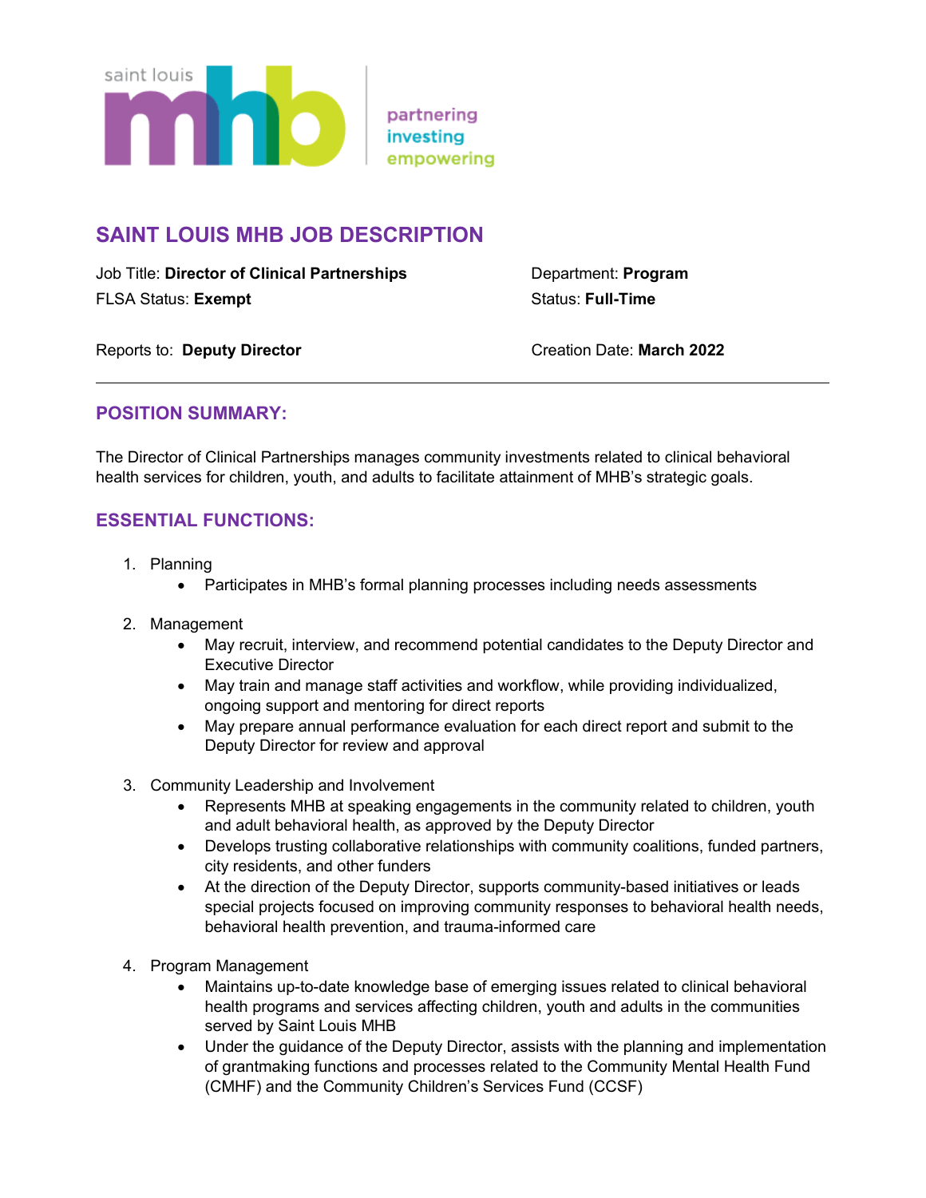saint louis mhb

partnering
investing
empowering

# SAINT LOUIS MHB JOB DESCRIPTION

Job Title: **Director of Clinical Partnerships**

Department: **Program**

FLSA Status: **Exempt**

Status: **Full-Time**

Reports to: **Deputy Director**

Creation Date: **March 2022**

---

## POSITION SUMMARY:

The Director of Clinical Partnerships manages community investments related to clinical behavioral health services for children, youth, and adults to facilitate attainment of MHB's strategic goals.

## ESSENTIAL FUNCTIONS:

1. Planning
   - Participates in MHB's formal planning processes including needs assessments
2. Management
   - May recruit, interview, and recommend potential candidates to the Deputy Director and Executive Director
   - May train and manage staff activities and workflow, while providing individualized, ongoing support and mentoring for direct reports
   - May prepare annual performance evaluation for each direct report and submit to the Deputy Director for review and approval
3. Community Leadership and Involvement
   - Represents MHB at speaking engagements in the community related to children, youth and adult behavioral health, as approved by the Deputy Director
   - Develops trusting collaborative relationships with community coalitions, funded partners, city residents, and other funders
   - At the direction of the Deputy Director, supports community-based initiatives or leads special projects focused on improving community responses to behavioral health needs, behavioral health prevention, and trauma-informed care
4. Program Management
   - Maintains up-to-date knowledge base of emerging issues related to clinical behavioral health programs and services affecting children, youth and adults in the communities served by Saint Louis MHB
   - Under the guidance of the Deputy Director, assists with the planning and implementation of grantmaking functions and processes related to the Community Mental Health Fund (CMHF) and the Community Children's Services Fund (CCSF)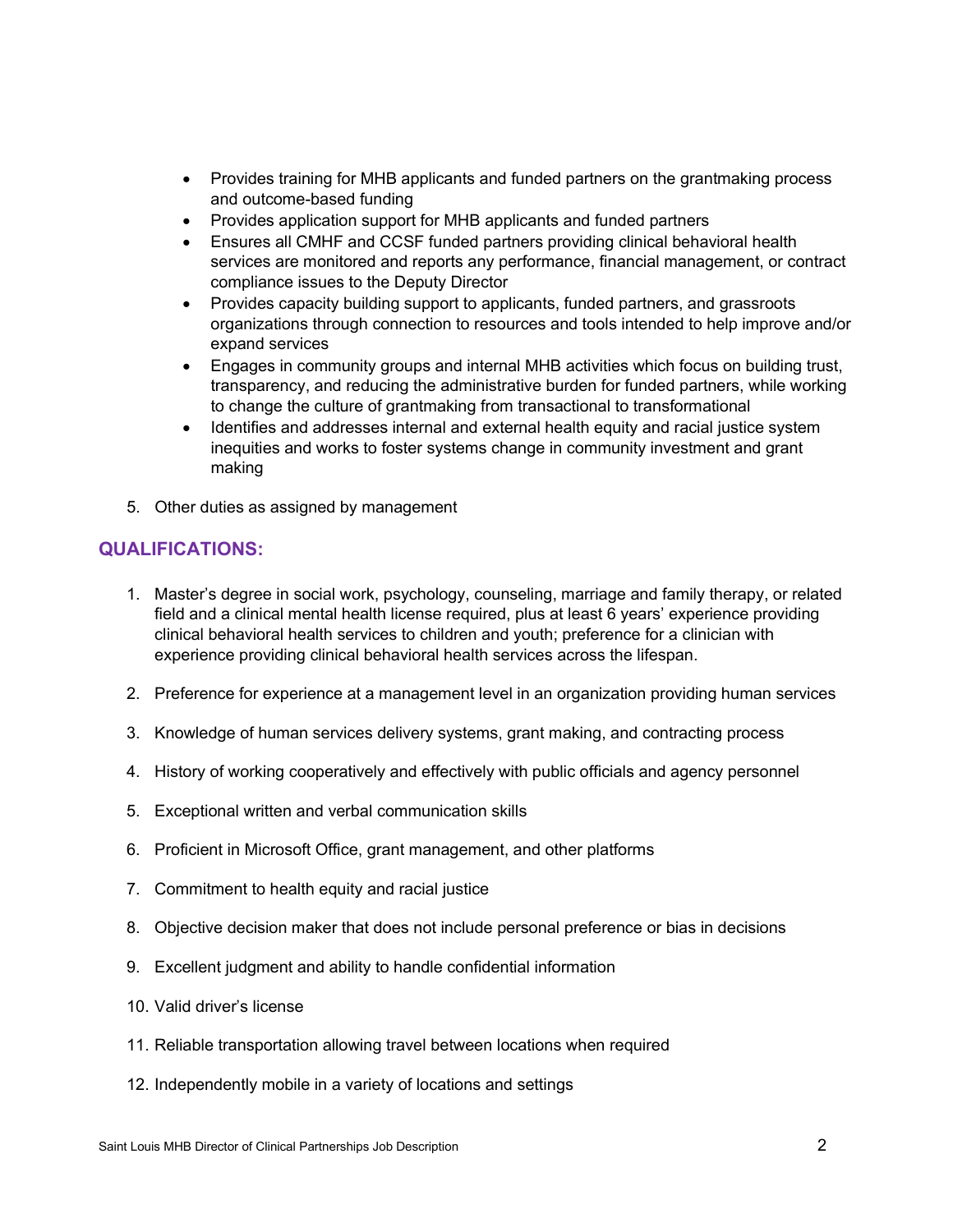- Provides training for MHB applicants and funded partners on the grantmaking process and outcome-based funding
- Provides application support for MHB applicants and funded partners
- Ensures all CMHF and CCSF funded partners providing clinical behavioral health services are monitored and reports any performance, financial management, or contract compliance issues to the Deputy Director
- Provides capacity building support to applicants, funded partners, and grassroots organizations through connection to resources and tools intended to help improve and/or expand services
- Engages in community groups and internal MHB activities which focus on building trust, transparency, and reducing the administrative burden for funded partners, while working to change the culture of grantmaking from transactional to transformational
- Identifies and addresses internal and external health equity and racial justice system inequities and works to foster systems change in community investment and grant making

5. Other duties as assigned by management

## QUALIFICATIONS:

1. Master's degree in social work, psychology, counseling, marriage and family therapy, or related field and a clinical mental health license required, plus at least 6 years' experience providing clinical behavioral health services to children and youth; preference for a clinician with experience providing clinical behavioral health services across the lifespan.
2. Preference for experience at a management level in an organization providing human services
3. Knowledge of human services delivery systems, grant making, and contracting process
4. History of working cooperatively and effectively with public officials and agency personnel
5. Exceptional written and verbal communication skills
6. Proficient in Microsoft Office, grant management, and other platforms
7. Commitment to health equity and racial justice
8. Objective decision maker that does not include personal preference or bias in decisions
9. Excellent judgment and ability to handle confidential information
10. Valid driver's license
11. Reliable transportation allowing travel between locations when required
12. Independently mobile in a variety of locations and settings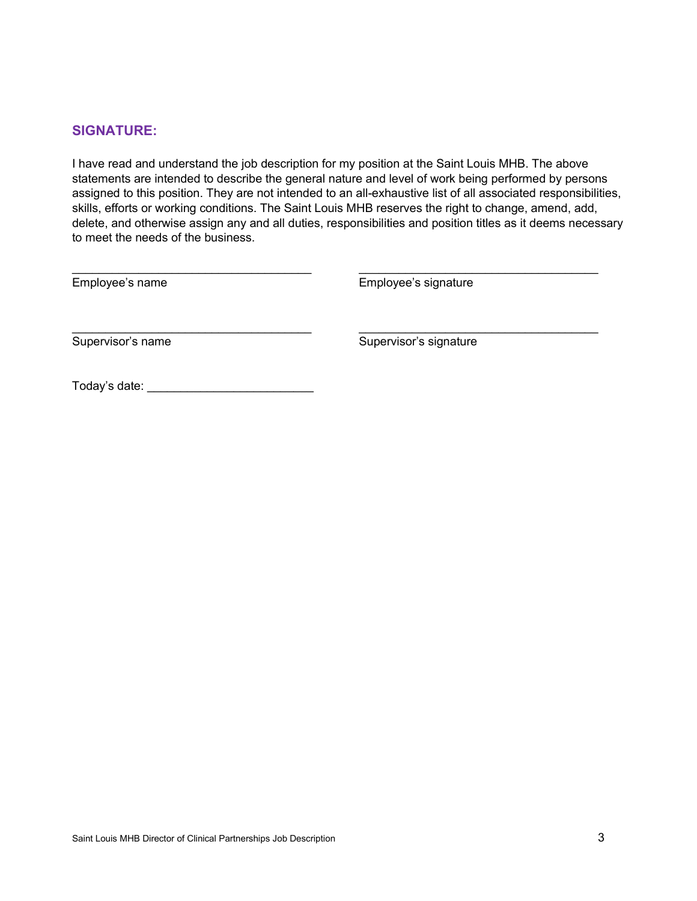## SIGNATURE:

I have read and understand the job description for my position at the Saint Louis MHB. The above statements are intended to describe the general nature and level of work being performed by persons assigned to this position. They are not intended to an all-exhaustive list of all associated responsibilities, skills, efforts or working conditions. The Saint Louis MHB reserves the right to change, amend, add, delete, and otherwise assign any and all duties, responsibilities and position titles as it deems necessary to meet the needs of the business.

| | |
|---|---|
| ____________________________________ | ____________________________________ |
| Employee's name | Employee's signature |
| ____________________________________ | ____________________________________ |
| Supervisor's name | Supervisor's signature |

Today's date: _________________________